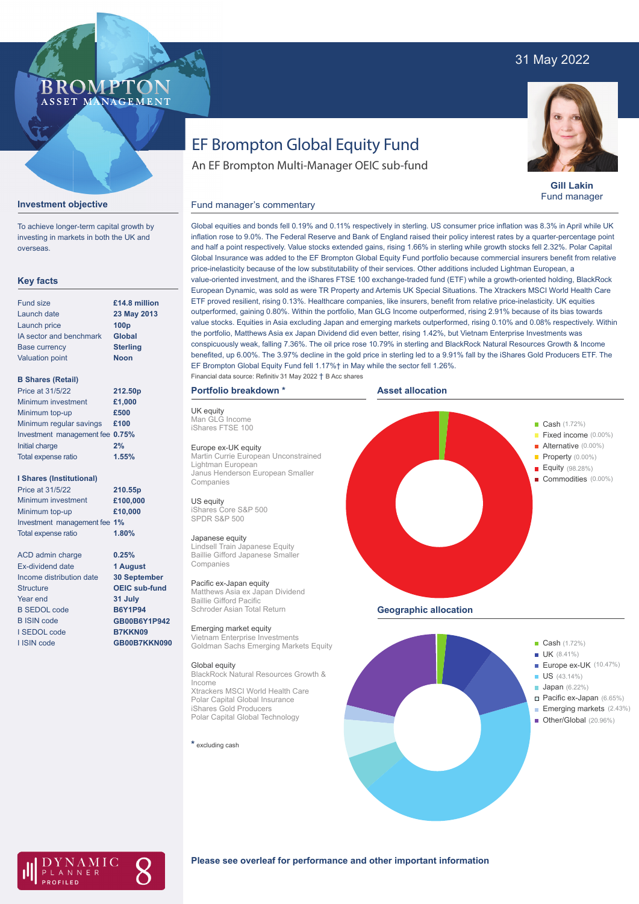31 May 2022

BROMPTON ASSET MANAGEMENT

# EF Brompton Global Equity Fund

An EF Brompton Multi-Manager OEIC sub-fund

**Gill Lakin**
Fund manager

## Investment objective

To achieve longer-term capital growth by investing in markets in both the UK and overseas.

## Key facts

| | |
|---|---|
| Fund size | **£14.8 million** |
| Launch date | **23 May 2013** |
| Launch price | **100p** |
| IA sector and benchmark | **Global** |
| Base currency | **Sterling** |
| Valuation point | **Noon** |

**B Shares (Retail)**

| | |
|---|---|
| Price at 31/5/22 | **212.50p** |
| Minimum investment | **£1,000** |
| Minimum top-up | **£500** |
| Minimum regular savings | **£100** |
| Investment management fee | **0.75%** |
| Initial charge | **2%** |
| Total expense ratio | **1.55%** |

**I Shares (Institutional)**

| | |
|---|---|
| Price at 31/5/22 | **210.55p** |
| Minimum investment | **£100,000** |
| Minimum top-up | **£10,000** |
| Investment management fee | **1%** |
| Total expense ratio | **1.80%** |

| | |
|---|---|
| ACD admin charge | **0.25%** |
| Ex-dividend date | **1 August** |
| Income distribution date | **30 September** |
| Structure | **OEIC sub-fund** |
| Year end | **31 July** |
| B SEDOL code | **B6Y1P94** |
| B ISIN code | **GB00B6Y1P942** |
| I SEDOL code | **B7KKN09** |
| I ISIN code | **GB00B7KKN090** |

## Fund manager's commentary

Global equities and bonds fell 0.19% and 0.11% respectively in sterling. US consumer price inflation was 8.3% in April while UK inflation rose to 9.0%. The Federal Reserve and Bank of England raised their policy interest rates by a quarter-percentage point and half a point respectively. Value stocks extended gains, rising 1.66% in sterling while growth stocks fell 2.32%. Polar Capital Global Insurance was added to the EF Brompton Global Equity Fund portfolio because commercial insurers benefit from relative price-inelasticity because of the low substitutability of their services. Other additions included Lightman European, a value-oriented investment, and the iShares FTSE 100 exchange-traded fund (ETF) while a growth-oriented holding, BlackRock European Dynamic, was sold as were TR Property and Artemis UK Special Situations. The Xtrackers MSCI World Health Care ETF proved resilient, rising 0.13%. Healthcare companies, like insurers, benefit from relative price-inelasticity. UK equities outperformed, gaining 0.80%. Within the portfolio, Man GLG Income outperformed, rising 2.91% because of its bias towards value stocks. Equities in Asia excluding Japan and emerging markets outperformed, rising 0.10% and 0.08% respectively. Within the portfolio, Matthews Asia ex Japan Dividend did even better, rising 1.42%, but Vietnam Enterprise Investments was conspicuously weak, falling 7.36%. The oil price rose 10.79% in sterling and BlackRock Natural Resources Growth & Income benefited, up 6.00%. The 3.97% decline in the gold price in sterling led to a 9.91% fall by the iShares Gold Producers ETF. The EF Brompton Global Equity Fund fell 1.17%† in May while the sector fell 1.26%.

Financial data source: Refinitiv 31 May 2022 † B Acc shares

## Portfolio breakdown *

**UK equity**
Man GLG Income
iShares FTSE 100

**Europe ex-UK equity**
Martin Currie European Unconstrained
Lightman European
Janus Henderson European Smaller Companies

**US equity**
iShares Core S&P 500
SPDR S&P 500

**Japanese equity**
Lindsell Train Japanese Equity
Baillie Gifford Japanese Smaller Companies

**Pacific ex-Japan equity**
Matthews Asia ex Japan Dividend
Baillie Gifford Pacific
Schroder Asian Total Return

**Emerging market equity**
Vietnam Enterprise Investments
Goldman Sachs Emerging Markets Equity

**Global equity**
BlackRock Natural Resources Growth & Income
Xtrackers MSCI World Health Care
Polar Capital Global Insurance
iShares Gold Producers
Polar Capital Global Technology

* excluding cash

## Asset allocation

- Cash (1.72%)
- Fixed income (0.00%)
- Alternative (0.00%)
- Property (0.00%)
- Equity (98.28%)
- Commodities (0.00%)

## Geographic allocation

- Cash (1.72%)
- UK (8.41%)
- Europe ex-UK (10.47%)
- US (43.14%)
- Japan (6.22%)
- Pacific ex-Japan (6.65%)
- Emerging markets (2.43%)
- Other/Global (20.96%)

DYNAMIC PLANNER PROFILED 8

**Please see overleaf for performance and other important information**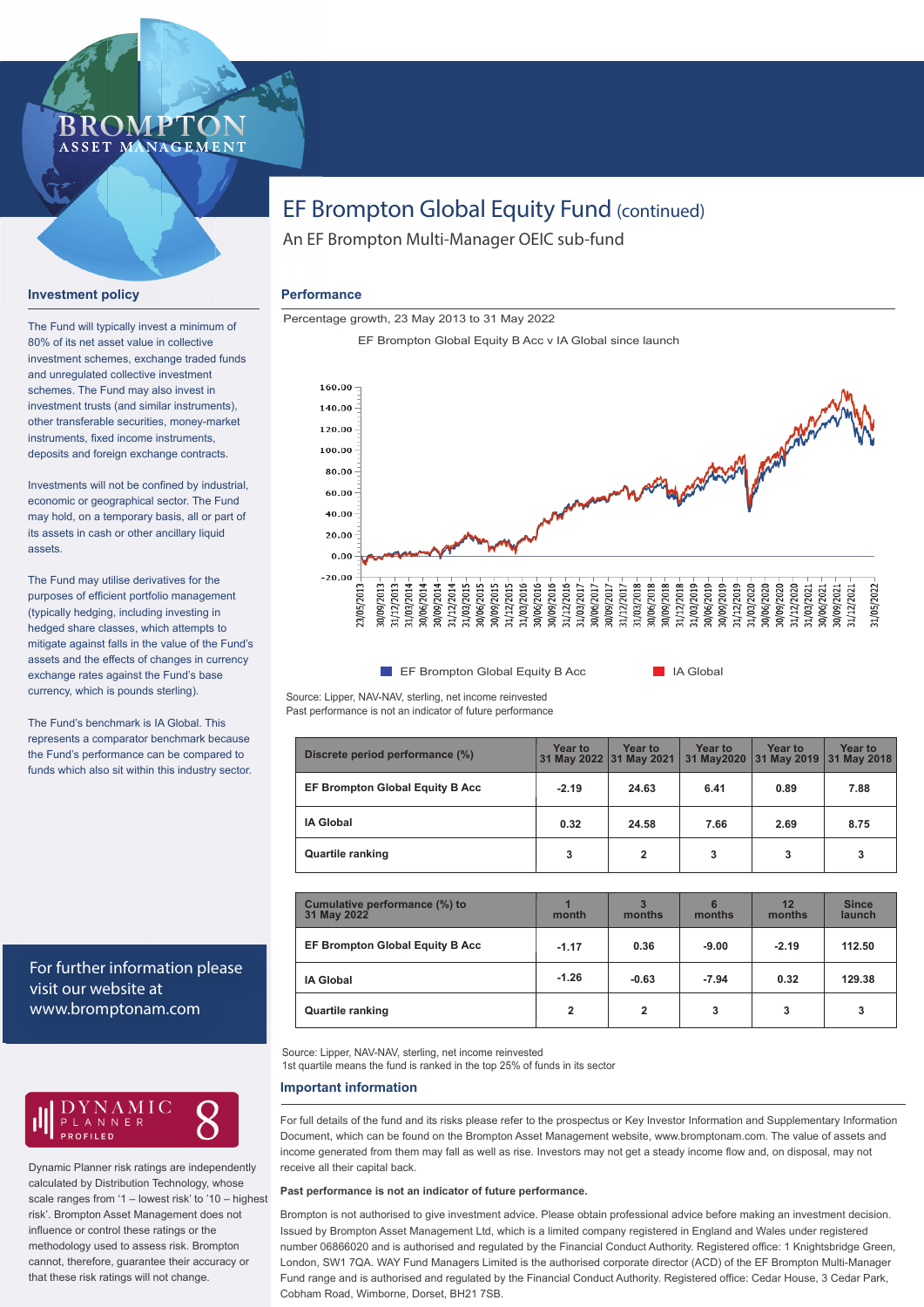BROMPTON
ASSET MANAGEMENT

# EF Brompton Global Equity Fund (continued)

An EF Brompton Multi-Manager OEIC sub-fund

## Investment policy

The Fund will typically invest a minimum of 80% of its net asset value in collective investment schemes, exchange traded funds and unregulated collective investment schemes. The Fund may also invest in investment trusts (and similar instruments), other transferable securities, money-market instruments, fixed income instruments, deposits and foreign exchange contracts.

Investments will not be confined by industrial, economic or geographical sector. The Fund may hold, on a temporary basis, all or part of its assets in cash or other ancillary liquid assets.

The Fund may utilise derivatives for the purposes of efficient portfolio management (typically hedging, including investing in hedged share classes, which attempts to mitigate against falls in the value of the Fund's assets and the effects of changes in currency exchange rates against the Fund's base currency, which is pounds sterling).

The Fund's benchmark is IA Global. This represents a comparator benchmark because the Fund's performance can be compared to funds which also sit within this industry sector.

For further information please visit our website at www.bromptonam.com

DYNAMIC PLANNER PROFILED 8

Dynamic Planner risk ratings are independently calculated by Distribution Technology, whose scale ranges from '1 – lowest risk' to '10 – highest risk'. Brompton Asset Management does not influence or control these ratings or the methodology used to assess risk. Brompton cannot, therefore, guarantee their accuracy or that these risk ratings will not change.

## Performance

Percentage growth, 23 May 2013 to 31 May 2022

EF Brompton Global Equity B Acc v IA Global since launch

160.00
140.00
120.00
100.00
80.00
60.00
40.00
20.00
0.00
-20.00

23/05/2013 30/09/2013 31/12/2013 31/03/2014 30/06/2014 30/09/2014 31/12/2014 31/03/2015 30/06/2015 30/09/2015 31/12/2015 31/03/2016 30/06/2016 30/09/2016 31/12/2016 31/03/2017 30/06/2017 30/09/2017 31/12/2017 31/03/2018 30/06/2018 30/09/2018 31/12/2018 31/03/2019 30/06/2019 30/09/2019 31/12/2019 31/03/2020 30/06/2020 30/09/2020 31/12/2020 31/03/2021 30/06/2021 30/09/2021 31/12/2021 31/05/2022

EF Brompton Global Equity B Acc
IA Global

Source: Lipper, NAV-NAV, sterling, net income reinvested
Past performance is not an indicator of future performance

| Discrete period performance (%) | Year to 31 May 2022 | Year to 31 May 2021 | Year to 31 May2020 | Year to 31 May 2019 | Year to 31 May 2018 |
|---|---|---|---|---|---|
| EF Brompton Global Equity B Acc | -2.19 | 24.63 | 6.41 | 0.89 | 7.88 |
| IA Global | 0.32 | 24.58 | 7.66 | 2.69 | 8.75 |
| Quartile ranking | 3 | 2 | 3 | 3 | 3 |

| Cumulative performance (%) to 31 May 2022 | 1 month | 3 months | 6 months | 12 months | Since launch |
|---|---|---|---|---|---|
| EF Brompton Global Equity B Acc | -1.17 | 0.36 | -9.00 | -2.19 | 112.50 |
| IA Global | -1.26 | -0.63 | -7.94 | 0.32 | 129.38 |
| Quartile ranking | 2 | 2 | 3 | 3 | 3 |

Source: Lipper, NAV-NAV, sterling, net income reinvested
1st quartile means the fund is ranked in the top 25% of funds in its sector

## Important information

For full details of the fund and its risks please refer to the prospectus or Key Investor Information and Supplementary Information Document, which can be found on the Brompton Asset Management website, www.bromptonam.com. The value of assets and income generated from them may fall as well as rise. Investors may not get a steady income flow and, on disposal, may not receive all their capital back.

**Past performance is not an indicator of future performance.**

Brompton is not authorised to give investment advice. Please obtain professional advice before making an investment decision. Issued by Brompton Asset Management Ltd, which is a limited company registered in England and Wales under registered number 06866020 and is authorised and regulated by the Financial Conduct Authority. Registered office: 1 Knightsbridge Green, London, SW1 7QA. WAY Fund Managers Limited is the authorised corporate director (ACD) of the EF Brompton Multi-Manager Fund range and is authorised and regulated by the Financial Conduct Authority. Registered office: Cedar House, 3 Cedar Park, Cobham Road, Wimborne, Dorset, BH21 7SB.